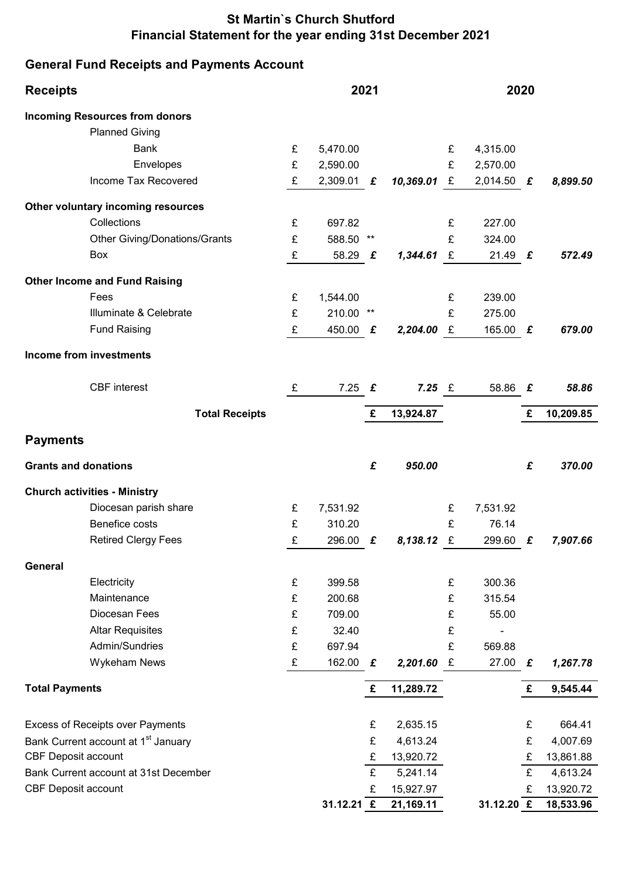# St Martin`s Church Shutford
# Financial Statement for the year ending 31st December 2021

## General Fund Receipts and Payments Account

| Receipts | | 2021 | | 2021 | | 2020 | | 2020 |
|---|---|---|---|---|---|---|---|---|
| **Incoming Resources from donors** | | | | | | | | |
| Planned Giving | | | | | | | | |
| Bank | £ | 5,470.00 | | | £ | 4,315.00 | | |
| Envelopes | £ | 2,590.00 | | | £ | 2,570.00 | | |
| Income Tax Recovered | £ | 2,309.01 | *£* | *10,369.01* | £ | 2,014.50 | *£* | *8,899.50* |
| **Other voluntary incoming resources** | | | | | | | | |
| Collections | £ | 697.82 | | | £ | 227.00 | | |
| Other Giving/Donations/Grants | £ | 588.50 | ** | | £ | 324.00 | | |
| Box | £ | 58.29 | *£* | *1,344.61* | £ | 21.49 | *£* | *572.49* |
| **Other Income and Fund Raising** | | | | | | | | |
| Fees | £ | 1,544.00 | | | £ | 239.00 | | |
| Illuminate & Celebrate | £ | 210.00 | ** | | £ | 275.00 | | |
| Fund Raising | £ | 450.00 | *£* | *2,204.00* | £ | 165.00 | *£* | *679.00* |
| **Income from investments** | | | | | | | | |
| CBF interest | £ | 7.25 | *£* | *7.25* | £ | 58.86 | *£* | *58.86* |
| **Total Receipts** | | | **£** | **13,924.87** | | | **£** | **10,209.85** |
| **Payments** | | | | | | | | |
| **Grants and donations** | | | *£* | *950.00* | | | *£* | *370.00* |
| **Church activities - Ministry** | | | | | | | | |
| Diocesan parish share | £ | 7,531.92 | | | £ | 7,531.92 | | |
| Benefice costs | £ | 310.20 | | | £ | 76.14 | | |
| Retired Clergy Fees | £ | 296.00 | *£* | *8,138.12* | £ | 299.60 | *£* | *7,907.66* |
| **General** | | | | | | | | |
| Electricity | £ | 399.58 | | | £ | 300.36 | | |
| Maintenance | £ | 200.68 | | | £ | 315.54 | | |
| Diocesan Fees | £ | 709.00 | | | £ | 55.00 | | |
| Altar Requisites | £ | 32.40 | | | £ | - | | |
| Admin/Sundries | £ | 697.94 | | | £ | 569.88 | | |
| Wykeham News | £ | 162.00 | *£* | *2,201.60* | £ | 27.00 | *£* | *1,267.78* |
| **Total Payments** | | | **£** | **11,289.72** | | | **£** | **9,545.44** |
| Excess of Receipts over Payments | | | £ | 2,635.15 | | | £ | 664.41 |
| Bank Current account at 1st January | | | £ | 4,613.24 | | | £ | 4,007.69 |
| CBF Deposit account | | | £ | 13,920.72 | | | £ | 13,861.88 |
| Bank Current account at 31st December | | | £ | 5,241.14 | | | £ | 4,613.24 |
| CBF Deposit account | | | £ | 15,927.97 | | | £ | 13,920.72 |
| | | **31.12.21** | **£** | **21,169.11** | | **31.12.20** | **£** | **18,533.96** |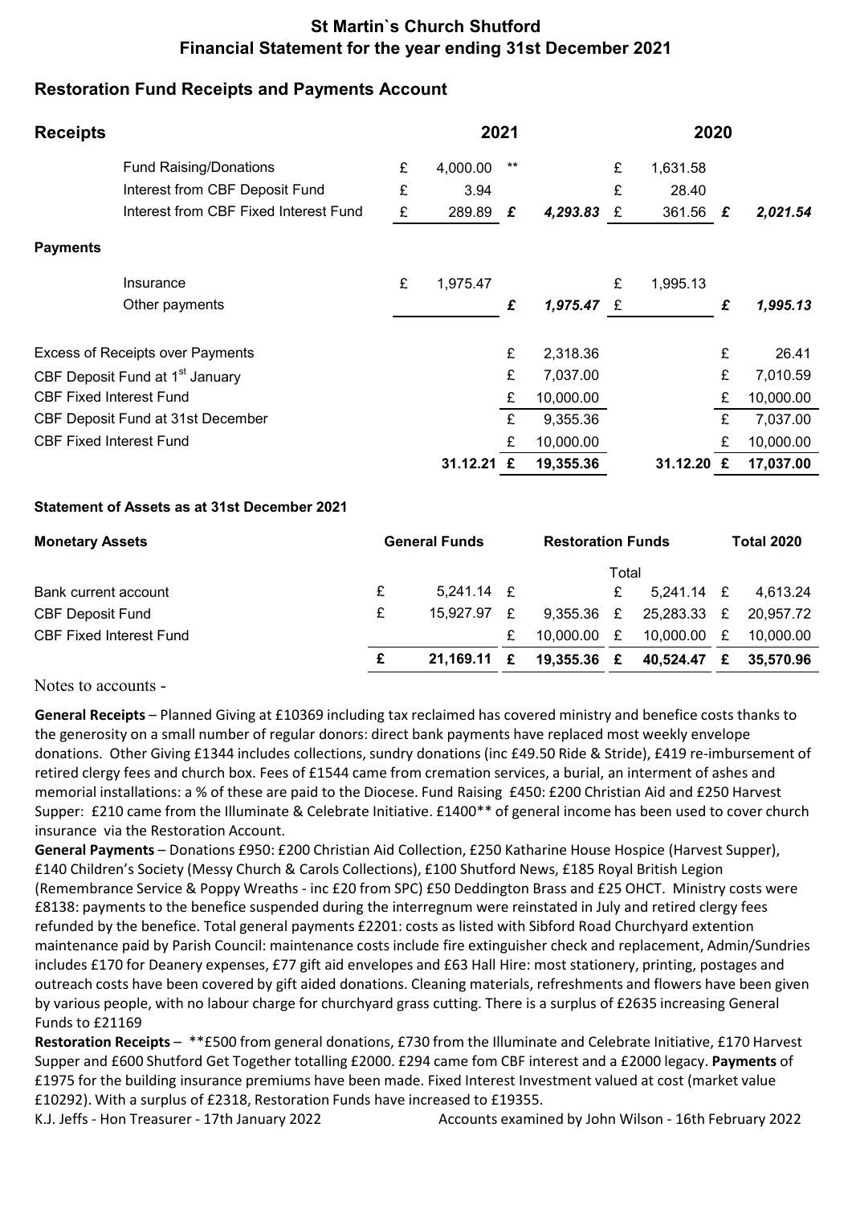**St Martin`s Church Shutford**
**Financial Statement for the year ending 31st December 2021**

## Restoration Fund Receipts and Payments Account

| **Receipts** | | | **2021** | | | | **2020** | | |
|---|---|---|---|---|---|---|---|---|---|
| | Fund Raising/Donations | £ | 4,000.00 | ** | | £ | 1,631.58 | | |
| | Interest from CBF Deposit Fund | £ | 3.94 | | | £ | 28.40 | | |
| | Interest from CBF Fixed Interest Fund | £ | 289.89 | *£* | *4,293.83* | £ | 361.56 | *£* | *2,021.54* |
| **Payments** | | | | | | | | | |
| | Insurance | £ | 1,975.47 | | | £ | 1,995.13 | | |
| | Other payments | | | *£* | *1,975.47* | £ | | *£* | *1,995.13* |
| Excess of Receipts over Payments | | | | £ | 2,318.36 | | | £ | 26.41 |
| CBF Deposit Fund at 1st January | | | | £ | 7,037.00 | | | £ | 7,010.59 |
| CBF Fixed Interest Fund | | | | £ | 10,000.00 | | | £ | 10,000.00 |
| CBF Deposit Fund at 31st December | | | | £ | 9,355.36 | | | £ | 7,037.00 |
| CBF Fixed Interest Fund | | | | £ | 10,000.00 | | | £ | 10,000.00 |
| | | | **31.12.21** | **£** | **19,355.36** | | **31.12.20** | **£** | **17,037.00** |

**Statement of Assets as at 31st December 2021**

| **Monetary Assets** | | **General Funds** | | **Restoration Funds** | | Total | | **Total 2020** |
|---|---|---|---|---|---|---|---|---|
| Bank current account | £ | 5,241.14 | £ | | £ | 5,241.14 | £ | 4,613.24 |
| CBF Deposit Fund | £ | 15,927.97 | £ | 9,355.36 | £ | 25,283.33 | £ | 20,957.72 |
| CBF Fixed Interest Fund | | | £ | 10,000.00 | £ | 10,000.00 | £ | 10,000.00 |
| | **£** | **21,169.11** | **£** | **19,355.36** | **£** | **40,524.47** | **£** | **35,570.96** |

Notes to accounts -

**General Receipts** – Planned Giving at £10369 including tax reclaimed has covered ministry and benefice costs thanks to the generosity on a small number of regular donors: direct bank payments have replaced most weekly envelope donations. Other Giving £1344 includes collections, sundry donations (inc £49.50 Ride & Stride), £419 re-imbursement of retired clergy fees and church box. Fees of £1544 came from cremation services, a burial, an interment of ashes and memorial installations: a % of these are paid to the Diocese. Fund Raising £450: £200 Christian Aid and £250 Harvest Supper: £210 came from the Illuminate & Celebrate Initiative. £1400** of general income has been used to cover church insurance via the Restoration Account.

**General Payments** – Donations £950: £200 Christian Aid Collection, £250 Katharine House Hospice (Harvest Supper), £140 Children's Society (Messy Church & Carols Collections), £100 Shutford News, £185 Royal British Legion (Remembrance Service & Poppy Wreaths - inc £20 from SPC) £50 Deddington Brass and £25 OHCT. Ministry costs were £8138: payments to the benefice suspended during the interregnum were reinstated in July and retired clergy fees refunded by the benefice. Total general payments £2201: costs as listed with Sibford Road Churchyard extention maintenance paid by Parish Council: maintenance costs include fire extinguisher check and replacement, Admin/Sundries includes £170 for Deanery expenses, £77 gift aid envelopes and £63 Hall Hire: most stationery, printing, postages and outreach costs have been covered by gift aided donations. Cleaning materials, refreshments and flowers have been given by various people, with no labour charge for churchyard grass cutting. There is a surplus of £2635 increasing General Funds to £21169

**Restoration Receipts** – **£500 from general donations, £730 from the Illuminate and Celebrate Initiative, £170 Harvest Supper and £600 Shutford Get Together totalling £2000. £294 came fom CBF interest and a £2000 legacy. **Payments** of £1975 for the building insurance premiums have been made. Fixed Interest Investment valued at cost (market value £10292). With a surplus of £2318, Restoration Funds have increased to £19355.

K.J. Jeffs - Hon Treasurer - 17th January 2022 Accounts examined by John Wilson - 16th February 2022